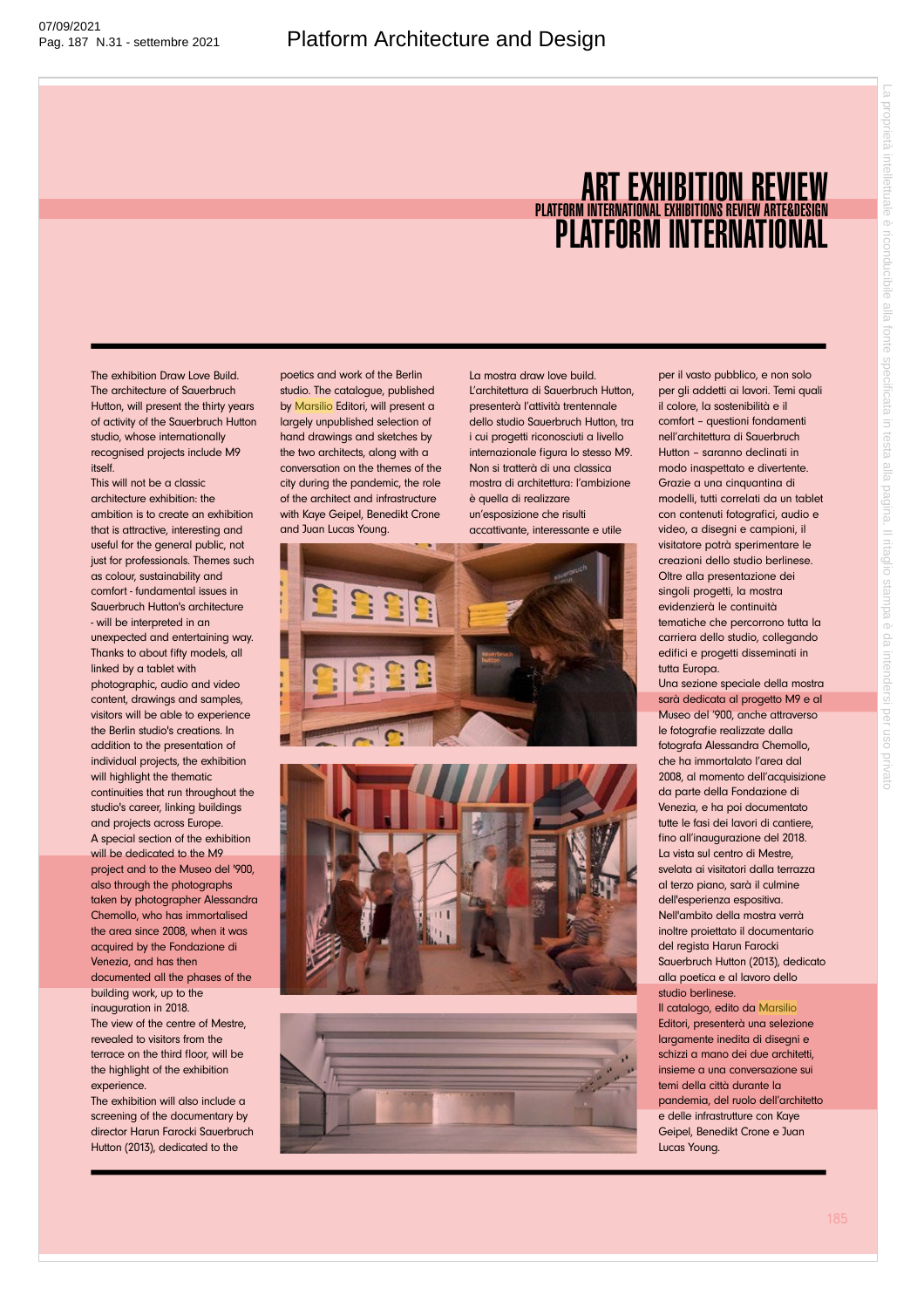# ART EXHIBITION REVIEW

PLATFORM INTERNATIONAL EXHIBITIONS REVIEW ART&DESIGN

# PLATFORM INTERNATIONAL

The exhibition Draw Love Build. The architecture of Sauerbruch Hutton, will present the thirty years of activity of the Sauerbruch Hutton studio, whose internationally recognised projects include M9 itself.

This will not be a classic architecture exhibition: the ambition is to create an exhibition that is attractive, interesting and useful for the general public, not just for professionals. Themes such as colour, sustainability and comfort - fundamental issues in Sauerbruch Hutton's architecture - will be interpreted in an unexpected and entertaining way. Thanks to about fifty models, all linked by a tablet with photographic, audio and video content, drawings and samples, visitors will be able to experience the Berlin studio's creations. In addition to the presentation of individual projects, the exhibition will highlight the thematic continuities that run throughout the studio's career, linking buildings and projects across Europe.

A special section of the exhibition will be dedicated to the M9 project and to the Museo del '900, also through the photographs taken by photographer Alessandra Chemollo, who has immortalised the area since 2008, when it was acquired by the Fondazione di Venezia, and has then documented all the phases of the building work, up to the inauguration in 2018.

The view of the centre of Mestre, revealed to visitors from the terrace on the third floor, will be the highlight of the exhibition experience.

The exhibition will also include a screening of the documentary by director Harun Farocki Sauerbruch Hutton (2013), dedicated to the poetics and work of the Berlin studio. The catalogue, published by Marsilio Editori, will present a largely unpublished selection of hand drawings and sketches by the two architects, along with a conversation on the themes of the city during the pandemic, the role of the architect and infrastructure with Kaye Geipel, Benedikt Crone and Juan Lucas Young.

La mostra draw love build. L'architettura di Sauerbruch Hutton, presenterà l'attività trentennale dello studio Sauerbruch Hutton, tra i cui progetti riconosciuti a livello internazionale figura lo stesso M9. Non si tratterà di una classica mostra di architettura: l'ambizione è quella di realizzare un'esposizione che risulti accattivante, interessante e utile per il vasto pubblico, e non solo per gli addetti ai lavori. Temi quali il colore, la sostenibilità e il comfort – questioni fondamenti nell'architettura di Sauerbruch Hutton – saranno declinati in modo inaspettato e divertente. Grazie a una cinquantina di modelli, tutti correlati da un tablet con contenuti fotografici, audio e video, a disegni e campioni, il visitatore potrà sperimentare le creazioni dello studio berlinese. Oltre alla presentazione dei singoli progetti, la mostra evidenzierà le continuità tematiche che percorrono tutta la carriera dello studio, collegando edifici e progetti disseminati in tutta Europa.

Una sezione speciale della mostra sarà dedicata al progetto M9 e al Museo del '900, anche attraverso le fotografie realizzate dalla fotografa Alessandra Chemollo, che ha immortalato l'area dal 2008, al momento dell'acquisizione da parte della Fondazione di Venezia, e ha poi documentato tutte le fasi dei lavori di cantiere, fino all'inaugurazione del 2018.

La vista sul centro di Mestre, svelata ai visitatori dalla terrazza al terzo piano, sarà il culmine dell'esperienza espositiva.

Nell'ambito della mostra verrà inoltre proiettato il documentario del regista Harun Farocki Sauerbruch Hutton (2013), dedicato alla poetica e al lavoro dello studio berlinese.

Il catalogo, edito da Marsilio Editori, presenterà una selezione largamente inedita di disegni e schizzi a mano dei due architetti, insieme a una conversazione sui temi della città durante la pandemia, del ruolo dell'architetto e delle infrastrutture con Kaye Geipel, Benedikt Crone e Juan Lucas Young.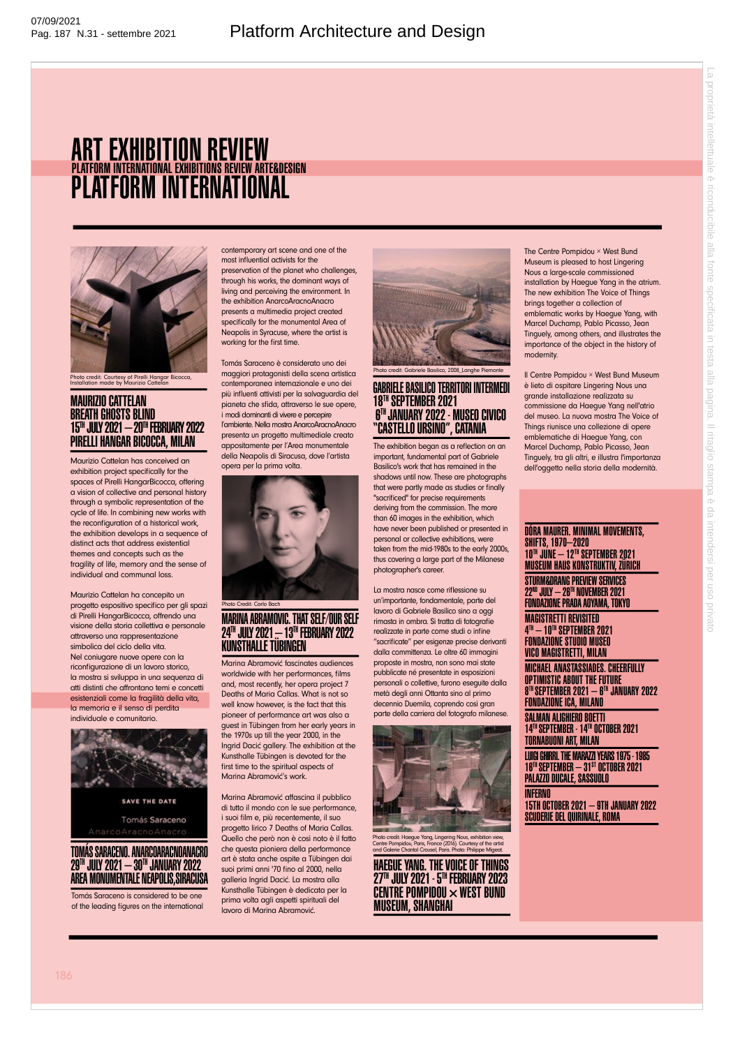# ART EXHIBITION REVIEW

PLATFORM INTERNATIONAL EXHIBITIONS REVIEW ARTE&DESIGN

# PLATFORM INTERNATIONAL

Photo credit: Courtesy of Pirelli Hangar Bicocca, Installation made by Maurizio Cattelan

### MAURIZIO CATTELAN BREATH GHOSTS BLIND 15TH JULY 2021 – 20TH FEBRUARY 2022 PIRELLI HANGAR BICOCCA, MILAN

Maurizio Cattelan has conceived an exhibition project specifically for the spaces of Pirelli HangarBicocca, offering a vision of collective and personal history through a symbolic representation of the cycle of life. In combining new works with the reconfiguration of a historical work, the exhibition develops in a sequence of distinct acts that address existential themes and concepts such as the fragility of life, memory and the sense of individual and communal loss.

Maurizio Cattelan ha concepito un progetto espositivo specifico per gli spazi di Pirelli HangarBicocca, offrendo una visione della storia collettiva e personale attraverso una rappresentazione simbolica del ciclo della vita.
Nel coniugare nuove opere con la riconfigurazione di un lavoro storico, la mostra si sviluppa in una sequenza di atti distinti che affrontano temi e concetti esistenziali come la fragilità della vita, la memoria e il senso di perdita individuale e comunitario.

SAVE THE DATE

Tomás Saraceno

AnarcoAracnoAnacro

### TOMÁS SARACENO. ANARCOARACNOANACRO 29TH JULY 2021 – 30TH JANUARY 2022 AREA MONUMENTALE NEAPOLIS,SIRACUSA

Tomás Saraceno is considered to be one of the leading figures on the international contemporary art scene and one of the most influential activists for the preservation of the planet who challenges, through his works, the dominant ways of living and perceiving the environment. In the exhibition AnarcoAracnoAnacro presents a multimedia project created specifically for the monumental Area of Neapolis in Syracuse, where the artist is working for the first time.

Tomás Saraceno è considerato uno dei maggiori protagonisti della scena artistica contemporanea internazionale e uno dei più influenti attivisti per la salvaguardia del pianeta che sfida, attraverso le sue opere, i modi dominanti di vivere e percepire l'ambiente. Nella mostra AnarcoAracnoAnacro presenta un progetto multimediale creato appositamente per l'Area monumentale della Neapolis di Siracusa, dove l'artista opera per la prima volta.

Photo Credit: Carlo Bach

### MARINA ABRAMOVIC. THAT SELF/OUR SELF 24TH JULY 2021 – 13TH FEBRUARY 2022 KUNSTHALLE TÜBINGEN

Marina Abramović fascinates audiences worldwide with her performances, films and, most recently, her opera project 7 Deaths of Maria Callas. What is not so well know however, is the fact that this pioneer of performance art was also a guest in Tübingen from her early years in the 1970s up till the year 2000, in the Ingrid Dacić gallery. The exhibition at the Kunsthalle Tübingen is devoted for the first time to the spiritual aspects of Marina Abramović's work.

Marina Abramović affascina il pubblico di tutto il mondo con le sue performance, i suoi film e, più recentemente, il suo progetto lirico 7 Deaths of Maria Callas. Quello che però non è così noto è il fatto che questa pioniera della performance art è stata anche ospite a Tübingen dai suoi primi anni '70 fino al 2000, nella galleria Ingrid Dacić. La mostra alla Kunsthalle Tübingen è dedicata per la prima volta agli aspetti spirituali del lavoro di Marina Abramović.

Photo credit: Gabriele Basilico, 2008_Langhe Piemonte

### GABRIELE BASILICO TERRITORI INTERMEDI 18TH SEPTEMBER 2021 6TH JANUARY 2022 - MUSEO CIVICO "CASTELLO URSINO", CATANIA

The exhibition began as a reflection on an important, fundamental part of Gabriele Basilico's work that has remained in the shadows until now. These are photographs that were partly made as studies or finally "sacrificed" for precise requirements deriving from the commission. The more than 60 images in the exhibition, which have never been published or presented in personal or collective exhibitions, were taken from the mid-1980s to the early 2000s, thus covering a large part of the Milanese photographer's career.

La mostra nasce come riflessione su un'importante, fondamentale, parte del lavoro di Gabriele Basilico sino a oggi rimasta in ombra. Si tratta di fotografie realizzate in parte come studi o infine "sacrificate" per esigenze precise derivanti dalla committenza. Le oltre 60 immagini proposte in mostra, non sono mai state pubblicate né presentate in esposizioni personali o collettive, furono eseguite dalla metà degli anni Ottanta sino al primo decennio Duemila, coprendo così gran parte della carriera del fotografo milanese.

Photo credit: Haegue Yang, Lingering Nous, exhibition view, Centre Pompidou, Paris, France (2016). Courtesy of the artist and Galerie Chantal Crousel, Paris. Photo: Philippe Migeat.

### HAEGUE YANG. THE VOICE OF THINGS 27TH JULY 2021 - 5TH FEBRUARY 2023 CENTRE POMPIDOU × WEST BUND MUSEUM, SHANGHAI

The Centre Pompidou × West Bund Museum is pleased to host Lingering Nous a large-scale commissioned installation by Haegue Yang in the atrium. The new exhibition The Voice of Things brings together a collection of emblematic works by Haegue Yang, with Marcel Duchamp, Pablo Picasso, Jean Tinguely, among others, and illustrates the importance of the object in the history of modernity.

Il Centre Pompidou × West Bund Museum è lieto di ospitare Lingering Nous una grande installazione realizzata su commissione da Haegue Yang nell'atrio del museo. La nuova mostra The Voice of Things riunisce una collezione di opere emblematiche di Haegue Yang, con Marcel Duchamp, Pablo Picasso, Jean Tinguely, tra gli altri, e illustra l'importanza dell'oggetto nella storia della modernità.

**DÓRA MAURER. MINIMAL MOVEMENTS, SHIFTS, 1970–2020**
**10TH JUNE – 12TH SEPTEMBER 2021**
**MUSEUM HAUS KONSTRUKTIV, ZURICH**

**STURM&DRANG PREVIEW SERVICES**
**22ND JULY – 26TH NOVEMBER 2021**
**FONDAZIONE PRADA AOYAMA, TOKYO**

**MAGISTRETTI REVISITED**
**4TH – 10TH SEPTEMBER 2021**
**FONDAZIONE STUDIO MUSEO VICO MAGISTRETTI, MILAN**

**MICHAEL ANASTASSIADES. CHEERFULLY OPTIMISTIC ABOUT THE FUTURE**
**8TH SEPTEMBER 2021 – 6TH JANUARY 2022**
**FONDAZIONE ICA, MILANO**

**SALMAN ALIGHIERO BOETTI**
**14TH SEPTEMBER - 14TH OCTOBER 2021**
**TORNABUONI ART, MILAN**

**LUIGI GHIRRI. THE MARAZZI YEARS 1975 - 1985**
**18TH SEPTEMBER – 31ST OCTOBER 2021**
**PALAZZO DUCALE, SASSUOLO**

**INFERNO**
**15TH OCTOBER 2021 – 9TH JANUARY 2022**
**SCUDERIE DEL QUIRINALE, ROMA**